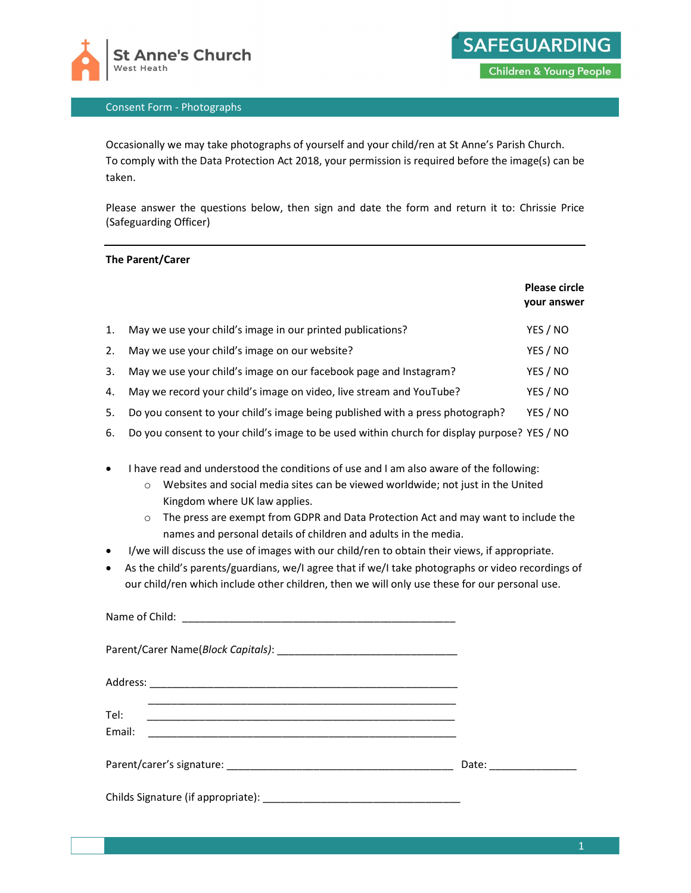St Anne's Church
West Heath

SAFEGUARDING
Children & Young People

## Consent Form - Photographs

Occasionally we may take photographs of yourself and your child/ren at St Anne's Parish Church. To comply with the Data Protection Act 2018, your permission is required before the image(s) can be taken.

Please answer the questions below, then sign and date the form and return it to: Chrissie Price (Safeguarding Officer)

---

**The Parent/Carer**

| | | **Please circle your answer** |
|---|---|---|
| 1. | May we use your child's image in our printed publications? | YES / NO |
| 2. | May we use your child's image on our website? | YES / NO |
| 3. | May we use your child's image on our facebook page and Instagram? | YES / NO |
| 4. | May we record your child's image on video, live stream and YouTube? | YES / NO |
| 5. | Do you consent to your child's image being published with a press photograph? | YES / NO |
| 6. | Do you consent to your child's image to be used within church for display purpose? | YES / NO |

- I have read and understood the conditions of use and I am also aware of the following:
  - Websites and social media sites can be viewed worldwide; not just in the United Kingdom where UK law applies.
  - The press are exempt from GDPR and Data Protection Act and may want to include the names and personal details of children and adults in the media.
- I/we will discuss the use of images with our child/ren to obtain their views, if appropriate.
- As the child's parents/guardians, we/I agree that if we/I take photographs or video recordings of our child/ren which include other children, then we will only use these for our personal use.

Name of Child: ________________________________________________

Parent/Carer Name(*Block Capitals*): _______________________________

Address: ______________________________________________________
______________________________________________________

Tel: ______________________________________________________

Email: ______________________________________________________

Parent/carer's signature: ________________________________________ Date: _______________

Childs Signature (if appropriate): ___________________________________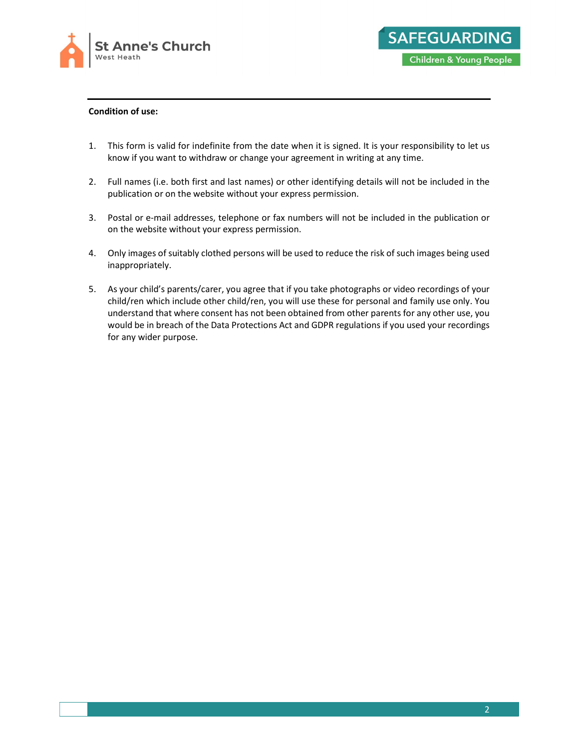**Condition of use:**

1. This form is valid for indefinite from the date when it is signed. It is your responsibility to let us know if you want to withdraw or change your agreement in writing at any time.

2. Full names (i.e. both first and last names) or other identifying details will not be included in the publication or on the website without your express permission.

3. Postal or e-mail addresses, telephone or fax numbers will not be included in the publication or on the website without your express permission.

4. Only images of suitably clothed persons will be used to reduce the risk of such images being used inappropriately.

5. As your child's parents/carer, you agree that if you take photographs or video recordings of your child/ren which include other child/ren, you will use these for personal and family use only. You understand that where consent has not been obtained from other parents for any other use, you would be in breach of the Data Protections Act and GDPR regulations if you used your recordings for any wider purpose.